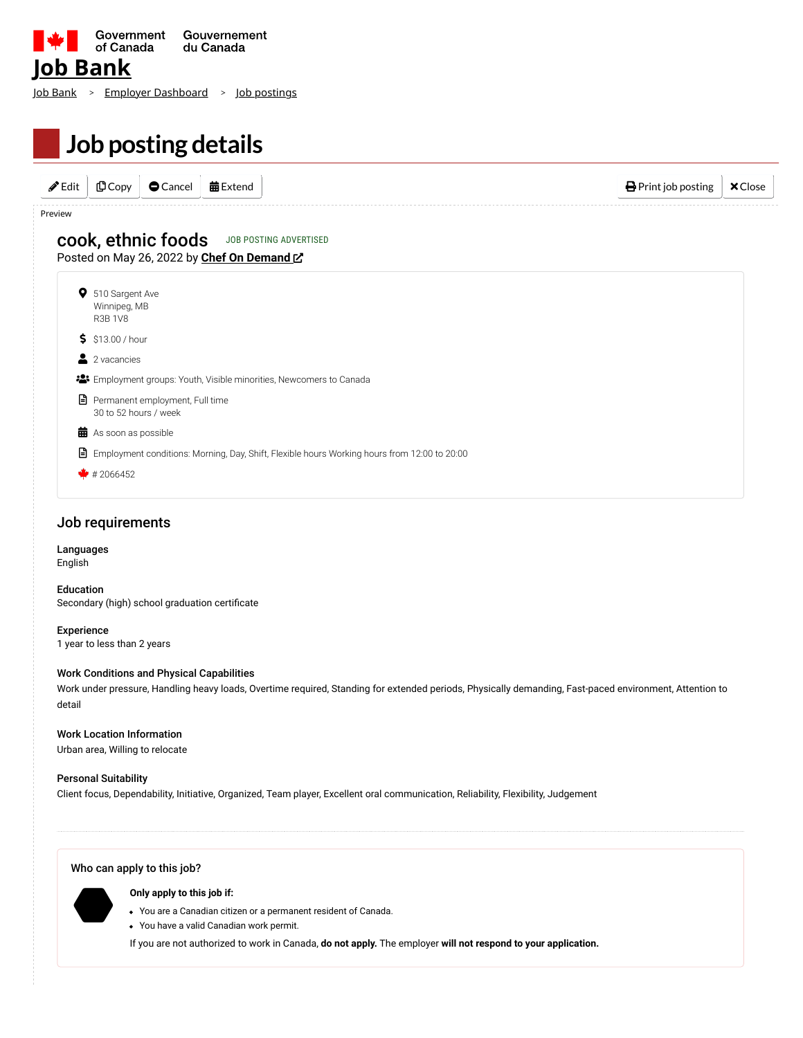Government of Canada / Gouvernement du Canada

# Job Bank

Job Bank > Employer Dashboard > Job postings

## Job posting details

Edit | Copy | Cancel | Extend | Print job posting | Close

Preview

### cook, ethnic foods

JOB POSTING ADVERTISED

Posted on May 26, 2022 by **Chef On Demand**

- 510 Sargent Ave
  Winnipeg, MB
  R3B 1V8
- $13.00 / hour
- 2 vacancies
- Employment groups: Youth, Visible minorities, Newcomers to Canada
- Permanent employment, Full time
  30 to 52 hours / week
- As soon as possible
- Employment conditions: Morning, Day, Shift, Flexible hours Working hours from 12:00 to 20:00
- # 2066452

### Job requirements

**Languages**
English

**Education**
Secondary (high) school graduation certificate

**Experience**
1 year to less than 2 years

**Work Conditions and Physical Capabilities**
Work under pressure, Handling heavy loads, Overtime required, Standing for extended periods, Physically demanding, Fast-paced environment, Attention to detail

**Work Location Information**
Urban area, Willing to relocate

**Personal Suitability**
Client focus, Dependability, Initiative, Organized, Team player, Excellent oral communication, Reliability, Flexibility, Judgement

---

**Who can apply to this job?**

**Only apply to this job if:**

- You are a Canadian citizen or a permanent resident of Canada.
- You have a valid Canadian work permit.

If you are not authorized to work in Canada, **do not apply.** The employer **will not respond to your application.**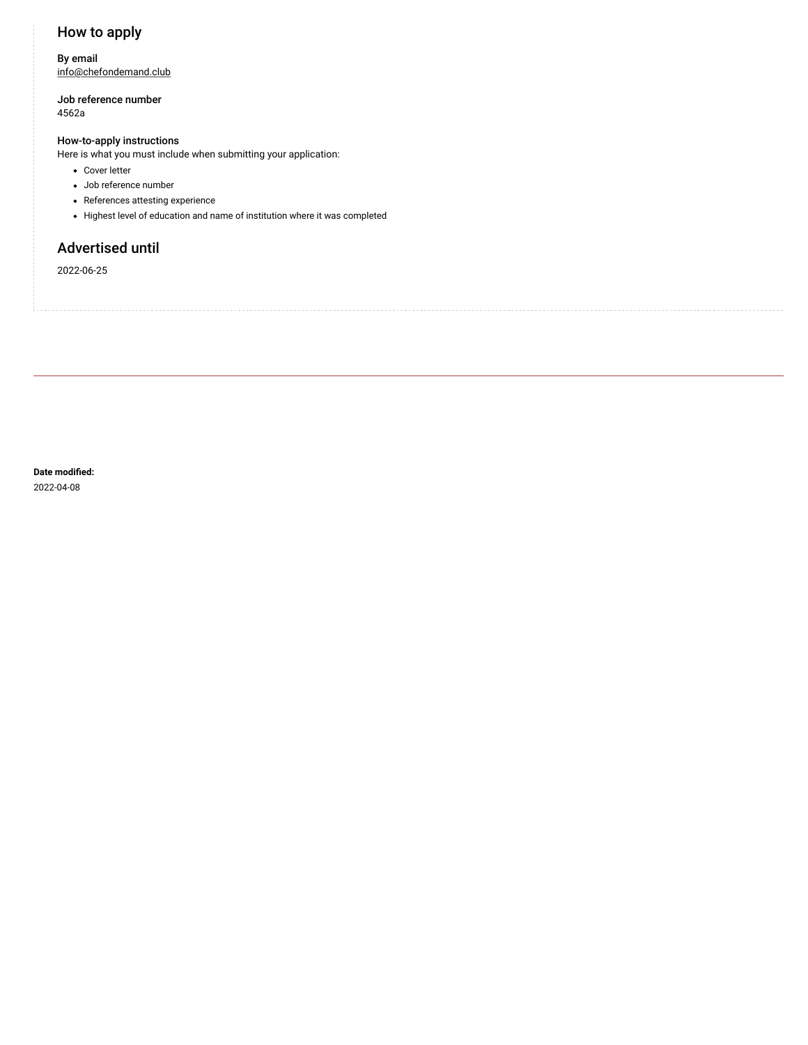## How to apply

**By email**
info@chefondemand.club

**Job reference number**
4562a

**How-to-apply instructions**
Here is what you must include when submitting your application:

- Cover letter
- Job reference number
- References attesting experience
- Highest level of education and name of institution where it was completed

## Advertised until

2022-06-25

---

**Date modified:**
2022-04-08